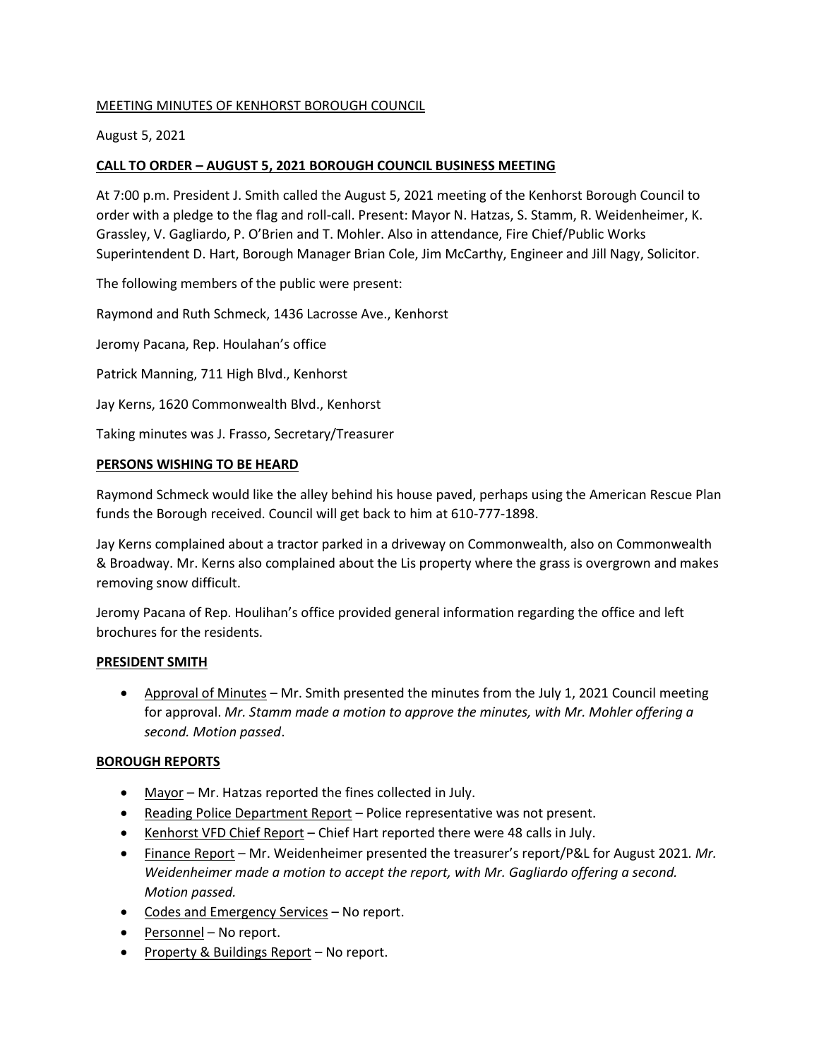MEETING MINUTES OF KENHORST BOROUGH COUNCIL

August 5, 2021

## CALL TO ORDER – AUGUST 5, 2021 BOROUGH COUNCIL BUSINESS MEETING

At 7:00 p.m. President J. Smith called the August 5, 2021 meeting of the Kenhorst Borough Council to order with a pledge to the flag and roll-call. Present: Mayor N. Hatzas, S. Stamm, R. Weidenheimer, K. Grassley, V. Gagliardo, P. O'Brien and T. Mohler. Also in attendance, Fire Chief/Public Works Superintendent D. Hart, Borough Manager Brian Cole, Jim McCarthy, Engineer and Jill Nagy, Solicitor.

The following members of the public were present:

Raymond and Ruth Schmeck, 1436 Lacrosse Ave., Kenhorst

Jeromy Pacana, Rep. Houlahan's office

Patrick Manning, 711 High Blvd., Kenhorst

Jay Kerns, 1620 Commonwealth Blvd., Kenhorst

Taking minutes was J. Frasso, Secretary/Treasurer

## PERSONS WISHING TO BE HEARD

Raymond Schmeck would like the alley behind his house paved, perhaps using the American Rescue Plan funds the Borough received. Council will get back to him at 610-777-1898.

Jay Kerns complained about a tractor parked in a driveway on Commonwealth, also on Commonwealth & Broadway. Mr. Kerns also complained about the Lis property where the grass is overgrown and makes removing snow difficult.

Jeromy Pacana of Rep. Houlihan's office provided general information regarding the office and left brochures for the residents.

## PRESIDENT SMITH

- Approval of Minutes – Mr. Smith presented the minutes from the July 1, 2021 Council meeting for approval. *Mr. Stamm made a motion to approve the minutes, with Mr. Mohler offering a second. Motion passed*.

## BOROUGH REPORTS

- Mayor – Mr. Hatzas reported the fines collected in July.
- Reading Police Department Report – Police representative was not present.
- Kenhorst VFD Chief Report – Chief Hart reported there were 48 calls in July.
- Finance Report – Mr. Weidenheimer presented the treasurer's report/P&L for August 2021. *Mr. Weidenheimer made a motion to accept the report, with Mr. Gagliardo offering a second. Motion passed.*
- Codes and Emergency Services – No report.
- Personnel – No report.
- Property & Buildings Report – No report.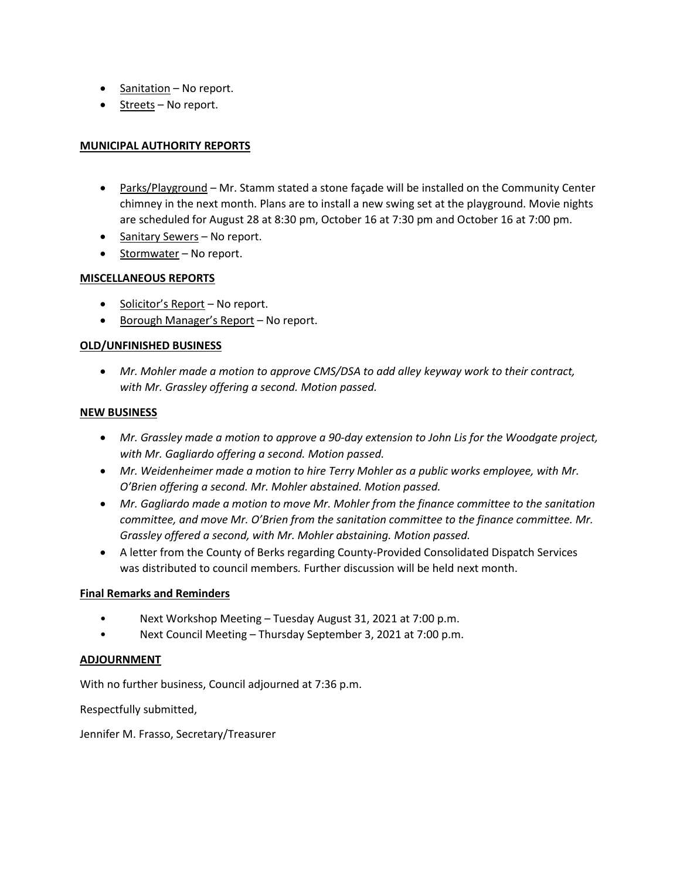- Sanitation – No report.
- Streets – No report.

**MUNICIPAL AUTHORITY REPORTS**

- Parks/Playground – Mr. Stamm stated a stone façade will be installed on the Community Center chimney in the next month. Plans are to install a new swing set at the playground. Movie nights are scheduled for August 28 at 8:30 pm, October 16 at 7:30 pm and October 16 at 7:00 pm.
- Sanitary Sewers – No report.
- Stormwater – No report.

**MISCELLANEOUS REPORTS**

- Solicitor's Report – No report.
- Borough Manager's Report – No report.

**OLD/UNFINISHED BUSINESS**

- *Mr. Mohler made a motion to approve CMS/DSA to add alley keyway work to their contract, with Mr. Grassley offering a second. Motion passed.*

**NEW BUSINESS**

- *Mr. Grassley made a motion to approve a 90-day extension to John Lis for the Woodgate project, with Mr. Gagliardo offering a second. Motion passed.*
- *Mr. Weidenheimer made a motion to hire Terry Mohler as a public works employee, with Mr. O'Brien offering a second. Mr. Mohler abstained. Motion passed.*
- *Mr. Gagliardo made a motion to move Mr. Mohler from the finance committee to the sanitation committee, and move Mr. O'Brien from the sanitation committee to the finance committee. Mr. Grassley offered a second, with Mr. Mohler abstaining. Motion passed.*
- A letter from the County of Berks regarding County-Provided Consolidated Dispatch Services was distributed to council members. Further discussion will be held next month.

**Final Remarks and Reminders**

- Next Workshop Meeting – Tuesday August 31, 2021 at 7:00 p.m.
- Next Council Meeting – Thursday September 3, 2021 at 7:00 p.m.

**ADJOURNMENT**

With no further business, Council adjourned at 7:36 p.m.

Respectfully submitted,

Jennifer M. Frasso, Secretary/Treasurer